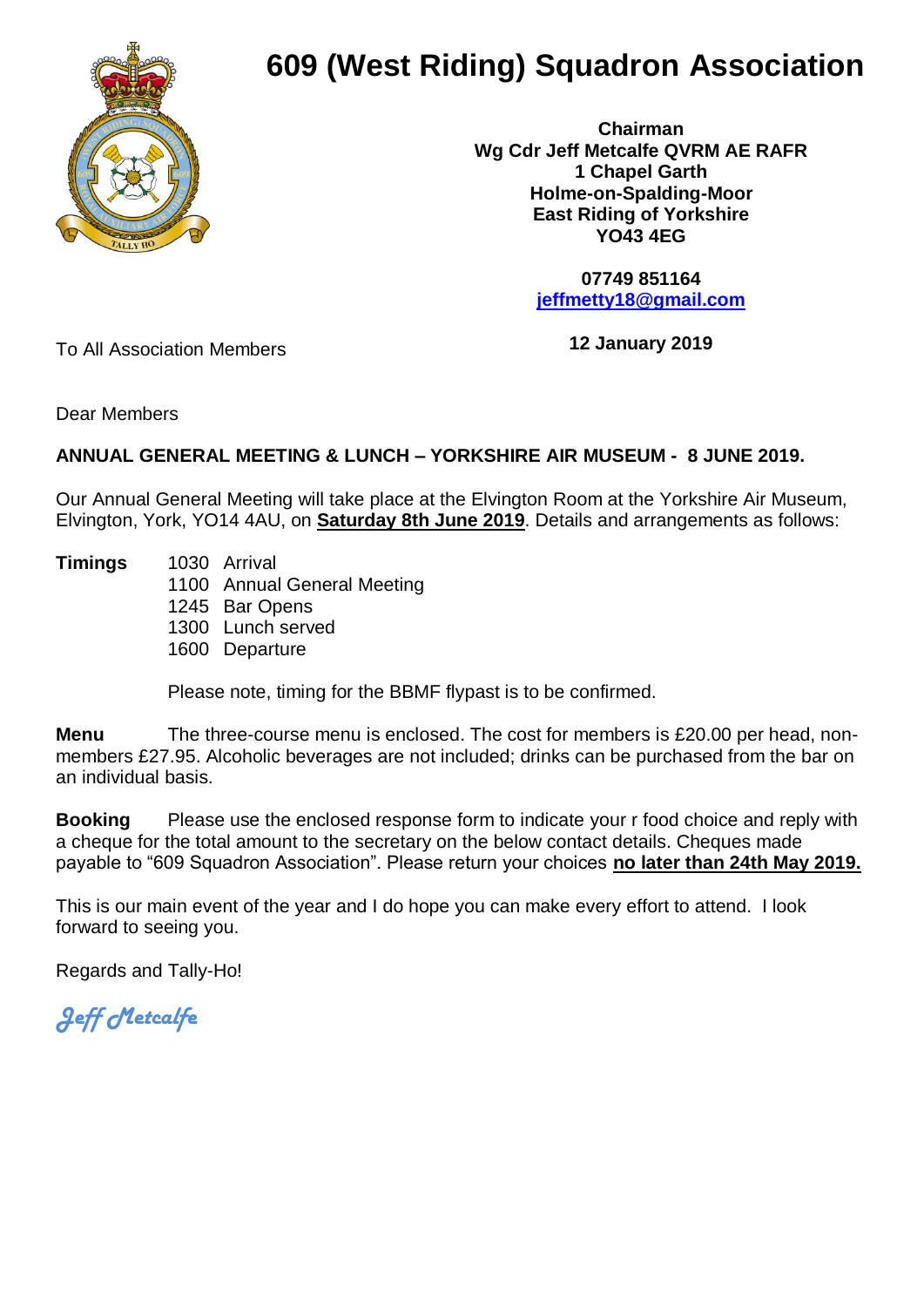# 609 (West Riding) Squadron Association

**Chairman**
**Wg Cdr Jeff Metcalfe QVRM AE RAFR**
**1 Chapel Garth**
**Holme-on-Spalding-Moor**
**East Riding of Yorkshire**
**YO43 4EG**

**07749 851164**
**jeffmetty18@gmail.com**

**12 January 2019**

To All Association Members

Dear Members

**ANNUAL GENERAL MEETING & LUNCH – YORKSHIRE AIR MUSEUM - 8 JUNE 2019.**

Our Annual General Meeting will take place at the Elvington Room at the Yorkshire Air Museum, Elvington, York, YO14 4AU, on **Saturday 8th June 2019**. Details and arrangements as follows:

**Timings**

- 1030 Arrival
- 1100 Annual General Meeting
- 1245 Bar Opens
- 1300 Lunch served
- 1600 Departure

Please note, timing for the BBMF flypast is to be confirmed.

**Menu** The three-course menu is enclosed. The cost for members is £20.00 per head, non-members £27.95. Alcoholic beverages are not included; drinks can be purchased from the bar on an individual basis.

**Booking** Please use the enclosed response form to indicate your r food choice and reply with a cheque for the total amount to the secretary on the below contact details. Cheques made payable to "609 Squadron Association". Please return your choices **no later than 24th May 2019.**

This is our main event of the year and I do hope you can make every effort to attend. I look forward to seeing you.

Regards and Tally-Ho!

*Jeff Metcalfe*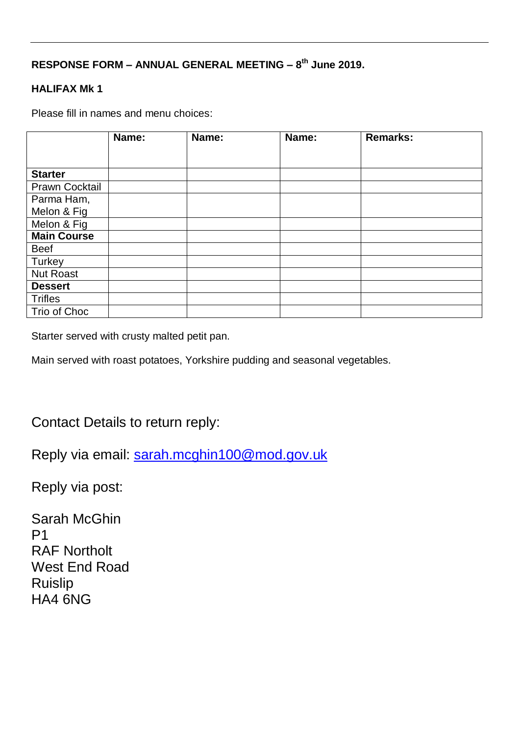**RESPONSE FORM – ANNUAL GENERAL MEETING – 8th June 2019.**

**HALIFAX Mk 1**

Please fill in names and menu choices:

| | Name: | Name: | Name: | Remarks: |
|---|---|---|---|---|
| **Starter** | | | | |
| Prawn Cocktail | | | | |
| Parma Ham, Melon & Fig | | | | |
| Melon & Fig | | | | |
| **Main Course** | | | | |
| Beef | | | | |
| Turkey | | | | |
| Nut Roast | | | | |
| **Dessert** | | | | |
| Trifles | | | | |
| Trio of Choc | | | | |

Starter served with crusty malted petit pan.

Main served with roast potatoes, Yorkshire pudding and seasonal vegetables.

Contact Details to return reply:

Reply via email: sarah.mcghin100@mod.gov.uk

Reply via post:

Sarah McGhin
P1
RAF Northolt
West End Road
Ruislip
HA4 6NG